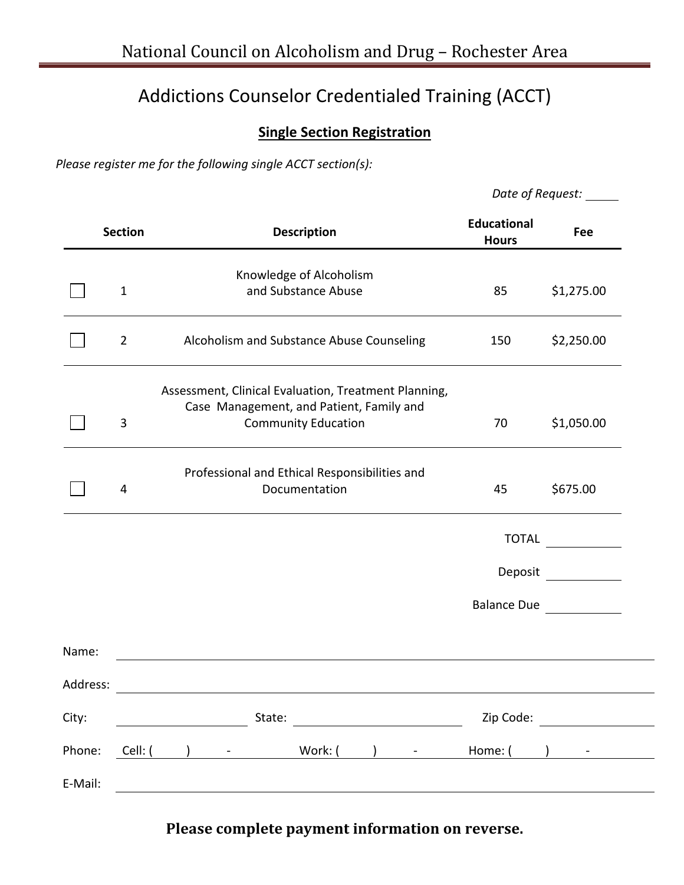# National Council on Alcoholism and Drug – Rochester Area

## Addictions Counselor Credentialed Training (ACCT)

### Single Section Registration

*Please register me for the following single ACCT section(s):*

*Date of Request:* _____

| | Section | Description | Educational Hours | Fee |
|---|---|---|---|---|
| ☐ | 1 | Knowledge of Alcoholism and Substance Abuse | 85 | $1,275.00 |
| ☐ | 2 | Alcoholism and Substance Abuse Counseling | 150 | $2,250.00 |
| ☐ | 3 | Assessment, Clinical Evaluation, Treatment Planning, Case Management, and Patient, Family and Community Education | 70 | $1,050.00 |
| ☐ | 4 | Professional and Ethical Responsibilities and Documentation | 45 | $675.00 |

TOTAL ____________

Deposit ____________

Balance Due ____________

Name: ______________________________

Address: ______________________________

City: ____________ State: ____________ Zip Code: ____________

Phone: Cell: (    )    -    Work: (    )    -    Home: (    )    -

E-Mail: ______________________________

**Please complete payment information on reverse.**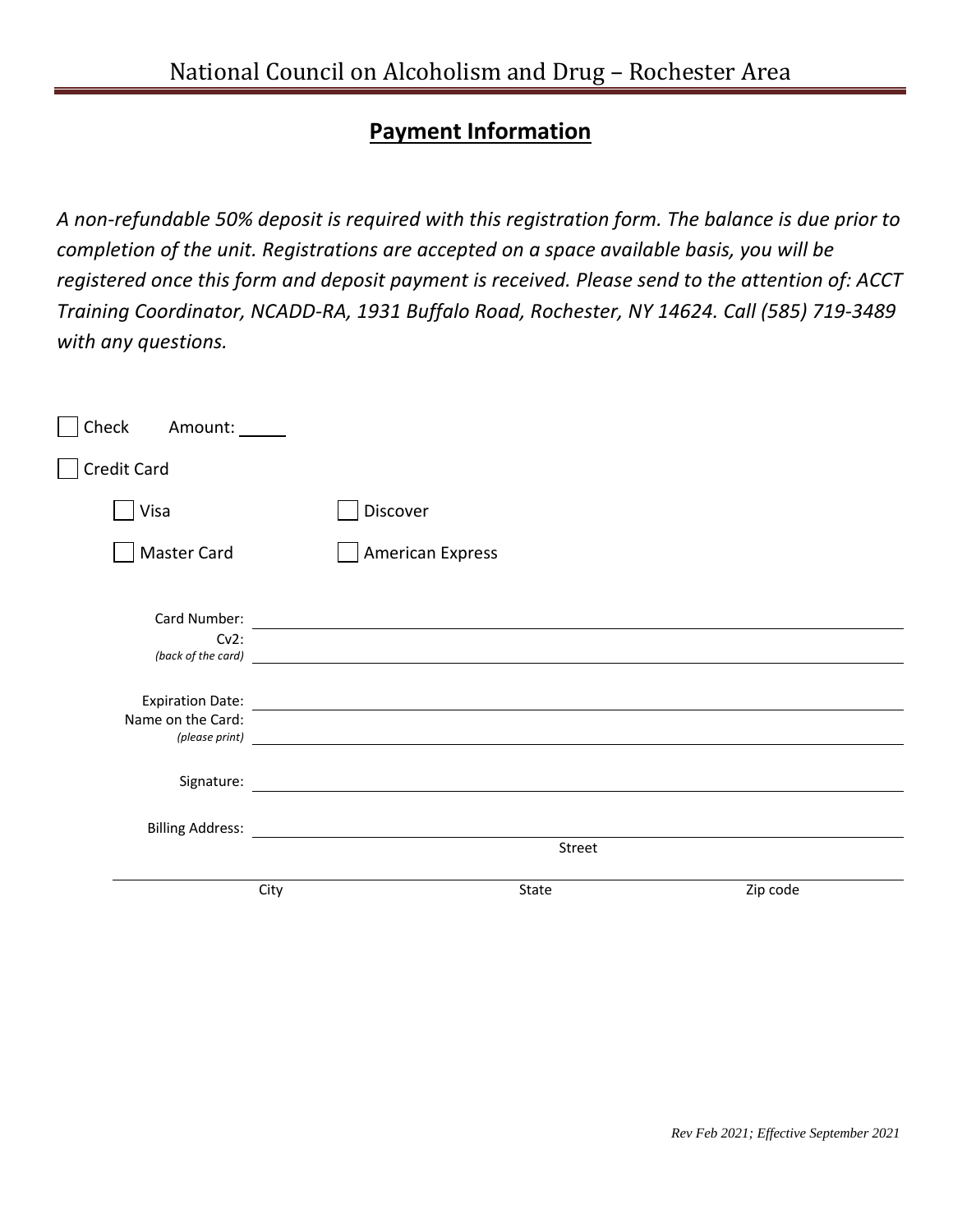National Council on Alcoholism and Drug – Rochester Area

## Payment Information

*A non-refundable 50% deposit is required with this registration form. The balance is due prior to completion of the unit. Registrations are accepted on a space available basis, you will be registered once this form and deposit payment is received. Please send to the attention of: ACCT Training Coordinator, NCADD-RA, 1931 Buffalo Road, Rochester, NY 14624. Call (585) 719-3489 with any questions.*

☐ Check Amount: _____

☐ Credit Card

☐ Visa ☐ Discover

☐ Master Card ☐ American Express

Card Number: ______________________________

Cv2: *(back of the card)* ______________________________

Expiration Date: ______________________________

Name on the Card: *(please print)* ______________________________

Signature: ______________________________

Billing Address: ______________________________
Street

______________________________
City State Zip code

*Rev Feb 2021; Effective September 2021*